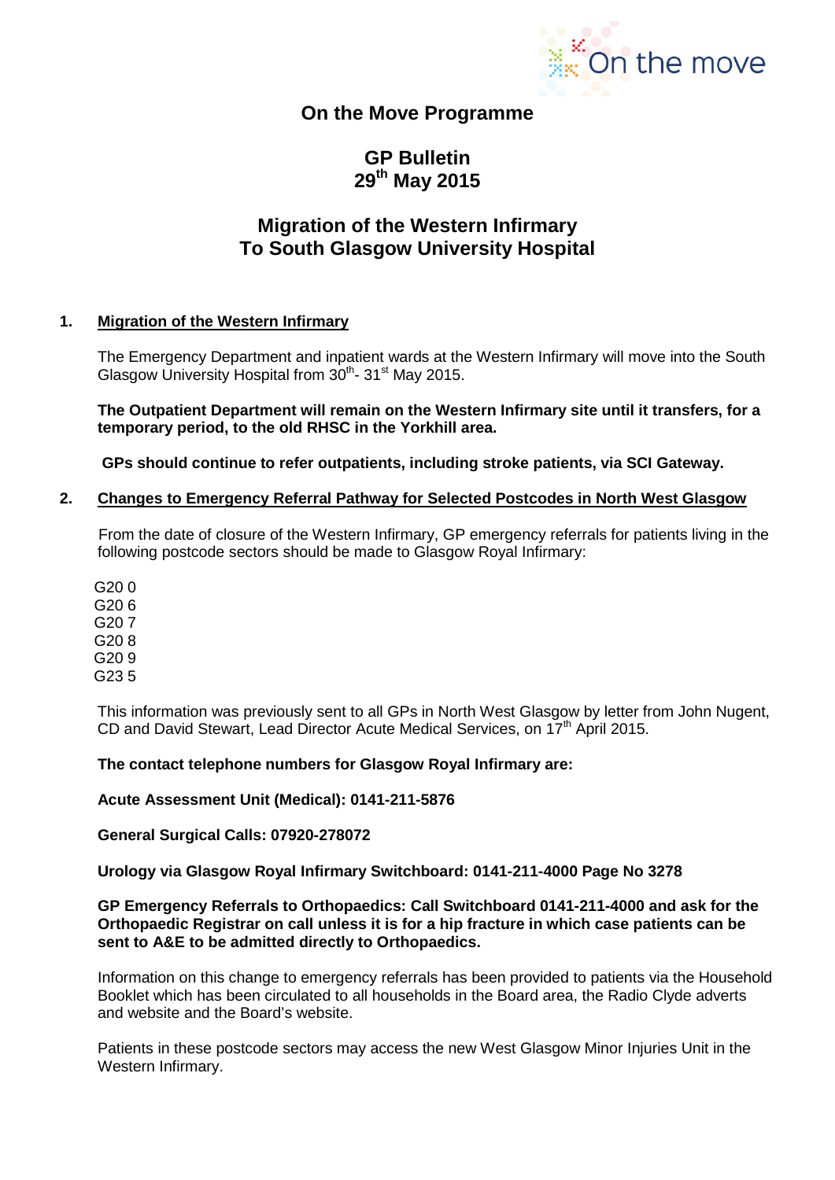On the move

# On the Move Programme

## GP Bulletin
## 29th May 2015

## Migration of the Western Infirmary To South Glasgow University Hospital

### 1. Migration of the Western Infirmary

The Emergency Department and inpatient wards at the Western Infirmary will move into the South Glasgow University Hospital from 30th- 31st May 2015.

**The Outpatient Department will remain on the Western Infirmary site until it transfers, for a temporary period, to the old RHSC in the Yorkhill area.**

**GPs should continue to refer outpatients, including stroke patients, via SCI Gateway.**

### 2. Changes to Emergency Referral Pathway for Selected Postcodes in North West Glasgow

From the date of closure of the Western Infirmary, GP emergency referrals for patients living in the following postcode sectors should be made to Glasgow Royal Infirmary:

G20 0
G20 6
G20 7
G20 8
G20 9
G23 5

This information was previously sent to all GPs in North West Glasgow by letter from John Nugent, CD and David Stewart, Lead Director Acute Medical Services, on 17th April 2015.

**The contact telephone numbers for Glasgow Royal Infirmary are:**

**Acute Assessment Unit (Medical): 0141-211-5876**

**General Surgical Calls: 07920-278072**

**Urology via Glasgow Royal Infirmary Switchboard: 0141-211-4000 Page No 3278**

**GP Emergency Referrals to Orthopaedics: Call Switchboard 0141-211-4000 and ask for the Orthopaedic Registrar on call unless it is for a hip fracture in which case patients can be sent to A&E to be admitted directly to Orthopaedics.**

Information on this change to emergency referrals has been provided to patients via the Household Booklet which has been circulated to all households in the Board area, the Radio Clyde adverts and website and the Board's website.

Patients in these postcode sectors may access the new West Glasgow Minor Injuries Unit in the Western Infirmary.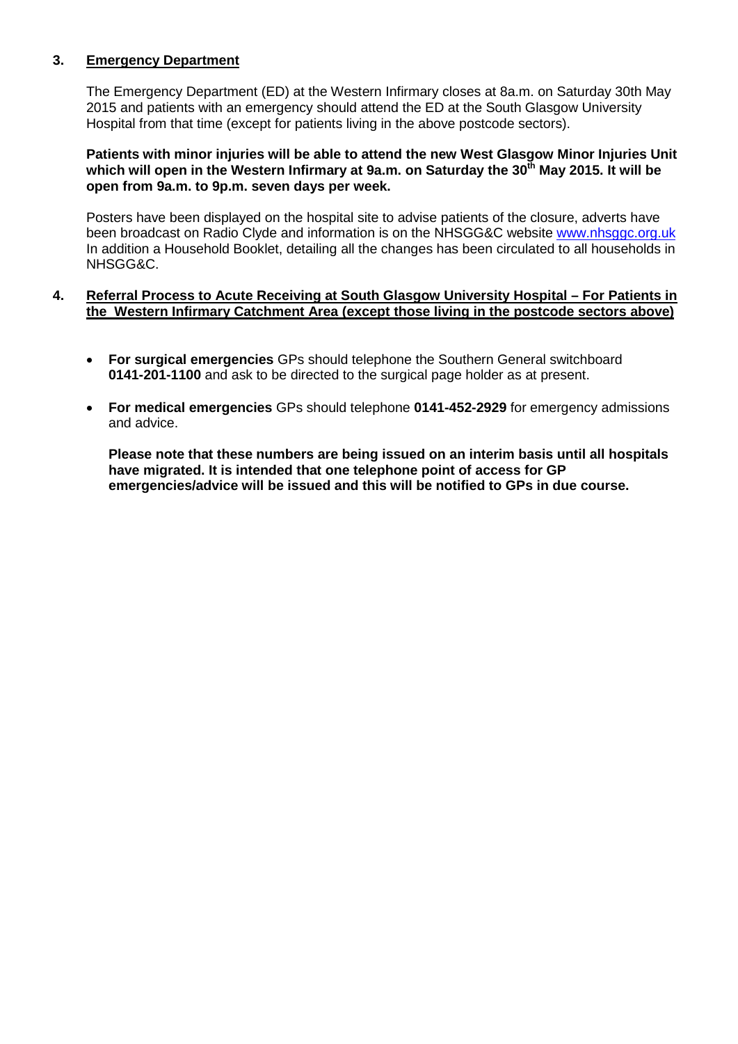## 3. Emergency Department

The Emergency Department (ED) at the Western Infirmary closes at 8a.m. on Saturday 30th May 2015 and patients with an emergency should attend the ED at the South Glasgow University Hospital from that time (except for patients living in the above postcode sectors).

**Patients with minor injuries will be able to attend the new West Glasgow Minor Injuries Unit which will open in the Western Infirmary at 9a.m. on Saturday the 30th May 2015. It will be open from 9a.m. to 9p.m. seven days per week.**

Posters have been displayed on the hospital site to advise patients of the closure, adverts have been broadcast on Radio Clyde and information is on the NHSGG&C website www.nhsggc.org.uk In addition a Household Booklet, detailing all the changes has been circulated to all households in NHSGG&C.

## 4. Referral Process to Acute Receiving at South Glasgow University Hospital – For Patients in the Western Infirmary Catchment Area (except those living in the postcode sectors above)

- **For surgical emergencies** GPs should telephone the Southern General switchboard **0141-201-1100** and ask to be directed to the surgical page holder as at present.
- **For medical emergencies** GPs should telephone **0141-452-2929** for emergency admissions and advice.

**Please note that these numbers are being issued on an interim basis until all hospitals have migrated. It is intended that one telephone point of access for GP emergencies/advice will be issued and this will be notified to GPs in due course.**